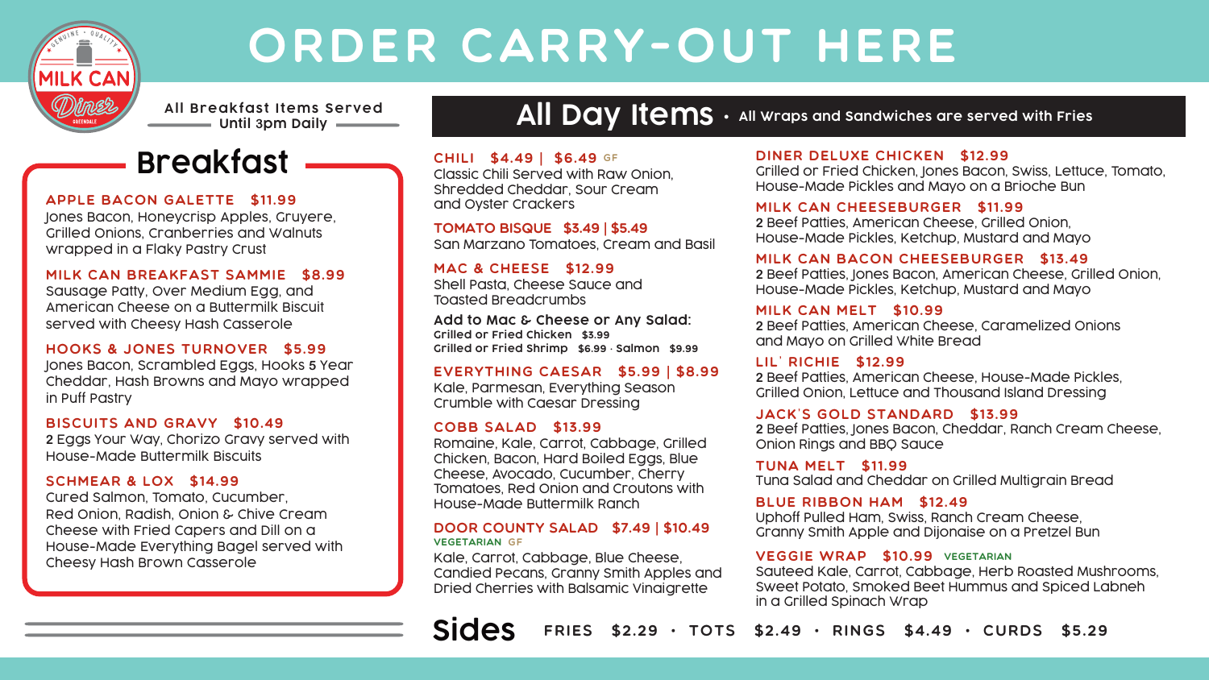# ORDER CARRY-OUT HERE

MILK CAN Diner GREENDALE — GENUINE · QUALITY

All Breakfast Items Served Until 3pm Daily

## Breakfast

**APPLE BACON GALETTE $11.99**
Jones Bacon, Honeycrisp Apples, Gruyere, Grilled Onions, Cranberries and Walnuts wrapped in a Flaky Pastry Crust

**MILK CAN BREAKFAST SAMMIE $8.99**
Sausage Patty, Over Medium Egg, and American Cheese on a Buttermilk Biscuit served with Cheesy Hash Casserole

**HOOKS & JONES TURNOVER $5.99**
Jones Bacon, Scrambled Eggs, Hooks 5 Year Cheddar, Hash Browns and Mayo wrapped in Puff Pastry

**BISCUITS AND GRAVY $10.49**
2 Eggs Your Way, Chorizo Gravy served with House-Made Buttermilk Biscuits

**SCHMEAR & LOX $14.99**
Cured Salmon, Tomato, Cucumber, Red Onion, Radish, Onion & Chive Cream Cheese with Fried Capers and Dill on a House-Made Everything Bagel served with Cheesy Hash Brown Casserole

## All Day Items

• All Wraps and Sandwiches are served with Fries

**CHILI $4.49 | $6.49** GF
Classic Chili Served with Raw Onion, Shredded Cheddar, Sour Cream and Oyster Crackers

**TOMATO BISQUE $3.49 | $5.49**
San Marzano Tomatoes, Cream and Basil

**MAC & CHEESE $12.99**
Shell Pasta, Cheese Sauce and Toasted Breadcrumbs

**Add to Mac & Cheese or Any Salad:**
Grilled or Fried Chicken $3.99
Grilled or Fried Shrimp $6.99 · Salmon $9.99

**EVERYTHING CAESAR $5.99 | $8.99**
Kale, Parmesan, Everything Season Crumble with Caesar Dressing

**COBB SALAD $13.99**
Romaine, Kale, Carrot, Cabbage, Grilled Chicken, Bacon, Hard Boiled Eggs, Blue Cheese, Avocado, Cucumber, Cherry Tomatoes, Red Onion and Croutons with House-Made Buttermilk Ranch

**DOOR COUNTY SALAD $7.49 | $10.49**
VEGETARIAN GF
Kale, Carrot, Cabbage, Blue Cheese, Candied Pecans, Granny Smith Apples and Dried Cherries with Balsamic Vinaigrette

**DINER DELUXE CHICKEN $12.99**
Grilled or Fried Chicken, Jones Bacon, Swiss, Lettuce, Tomato, House-Made Pickles and Mayo on a Brioche Bun

**MILK CAN CHEESEBURGER $11.99**
2 Beef Patties, American Cheese, Grilled Onion, House-Made Pickles, Ketchup, Mustard and Mayo

**MILK CAN BACON CHEESEBURGER $13.49**
2 Beef Patties, Jones Bacon, American Cheese, Grilled Onion, House-Made Pickles, Ketchup, Mustard and Mayo

**MILK CAN MELT $10.99**
2 Beef Patties, American Cheese, Caramelized Onions and Mayo on Grilled White Bread

**LIL' RICHIE $12.99**
2 Beef Patties, American Cheese, House-Made Pickles, Grilled Onion, Lettuce and Thousand Island Dressing

**JACK'S GOLD STANDARD $13.99**
2 Beef Patties, Jones Bacon, Cheddar, Ranch Cream Cheese, Onion Rings and BBQ Sauce

**TUNA MELT $11.99**
Tuna Salad and Cheddar on Grilled Multigrain Bread

**BLUE RIBBON HAM $12.49**
Uphoff Pulled Ham, Swiss, Ranch Cream Cheese, Granny Smith Apple and Dijonaise on a Pretzel Bun

**VEGGIE WRAP $10.99** VEGETARIAN
Sauteed Kale, Carrot, Cabbage, Herb Roasted Mushrooms, Sweet Potato, Smoked Beet Hummus and Spiced Labneh in a Grilled Spinach Wrap

## Sides

FRIES $2.29 · TOTS $2.49 · RINGS $4.49 · CURDS $5.29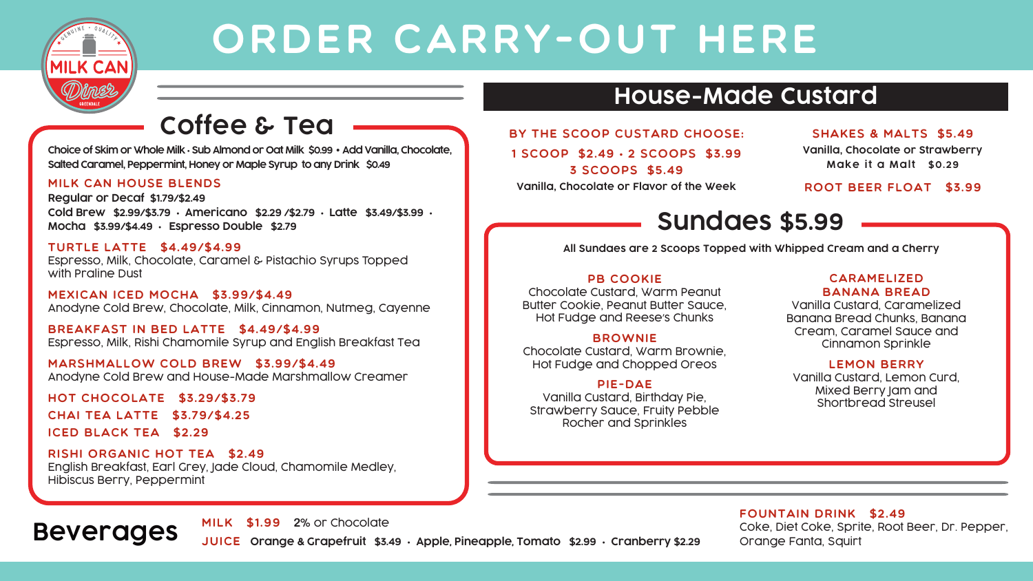# ORDER CARRY-OUT HERE

MILK CAN Diner

## Coffee & Tea

Choice of Skim or Whole Milk • Sub Almond or Oat Milk $0.99 • Add Vanilla, Chocolate, Salted Caramel, Peppermint, Honey or Maple Syrup to any Drink $0.49

**MILK CAN HOUSE BLENDS**
Regular or Decaf $1.79/$2.49
Cold Brew $2.99/$3.79 • Americano $2.29 /$2.79 • Latte $3.49/$3.99 • Mocha $3.99/$4.49 • Espresso Double $2.79

**TURTLE LATTE $4.49/$4.99**
Espresso, Milk, Chocolate, Caramel & Pistachio Syrups Topped with Praline Dust

**MEXICAN ICED MOCHA $3.99/$4.49**
Anodyne Cold Brew, Chocolate, Milk, Cinnamon, Nutmeg, Cayenne

**BREAKFAST IN BED LATTE $4.49/$4.99**
Espresso, Milk, Rishi Chamomile Syrup and English Breakfast Tea

**MARSHMALLOW COLD BREW $3.99/$4.49**
Anodyne Cold Brew and House-Made Marshmallow Creamer

**HOT CHOCOLATE $3.29/$3.79**

**CHAI TEA LATTE $3.79/$4.25**

**ICED BLACK TEA $2.29**

**RISHI ORGANIC HOT TEA $2.49**
English Breakfast, Earl Grey, Jade Cloud, Chamomile Medley, Hibiscus Berry, Peppermint

## House-Made Custard

**BY THE SCOOP CUSTARD CHOOSE:**
1 SCOOP $2.49 • 2 SCOOPS $3.99
3 SCOOPS $5.49
Vanilla, Chocolate or Flavor of the Week

**SHAKES & MALTS $5.49**
Vanilla, Chocolate or Strawberry
Make it a Malt $0.29

**ROOT BEER FLOAT $3.99**

## Sundaes $5.99

All Sundaes are 2 Scoops Topped with Whipped Cream and a Cherry

**PB COOKIE**
Chocolate Custard, Warm Peanut Butter Cookie, Peanut Butter Sauce, Hot Fudge and Reese's Chunks

**BROWNIE**
Chocolate Custard, Warm Brownie, Hot Fudge and Chopped Oreos

**PIE-DAE**
Vanilla Custard, Birthday Pie, Strawberry Sauce, Fruity Pebble Rocher and Sprinkles

**CARAMELIZED BANANA BREAD**
Vanilla Custard, Caramelized Banana Bread Chunks, Banana Cream, Caramel Sauce and Cinnamon Sprinkle

**LEMON BERRY**
Vanilla Custard, Lemon Curd, Mixed Berry Jam and Shortbread Streusel

## Beverages

**MILK $1.99** 2% or Chocolate

**JUICE** Orange & Grapefruit $3.49 • Apple, Pineapple, Tomato $2.99 • Cranberry $2.29

**FOUNTAIN DRINK $2.49**
Coke, Diet Coke, Sprite, Root Beer, Dr. Pepper, Orange Fanta, Squirt